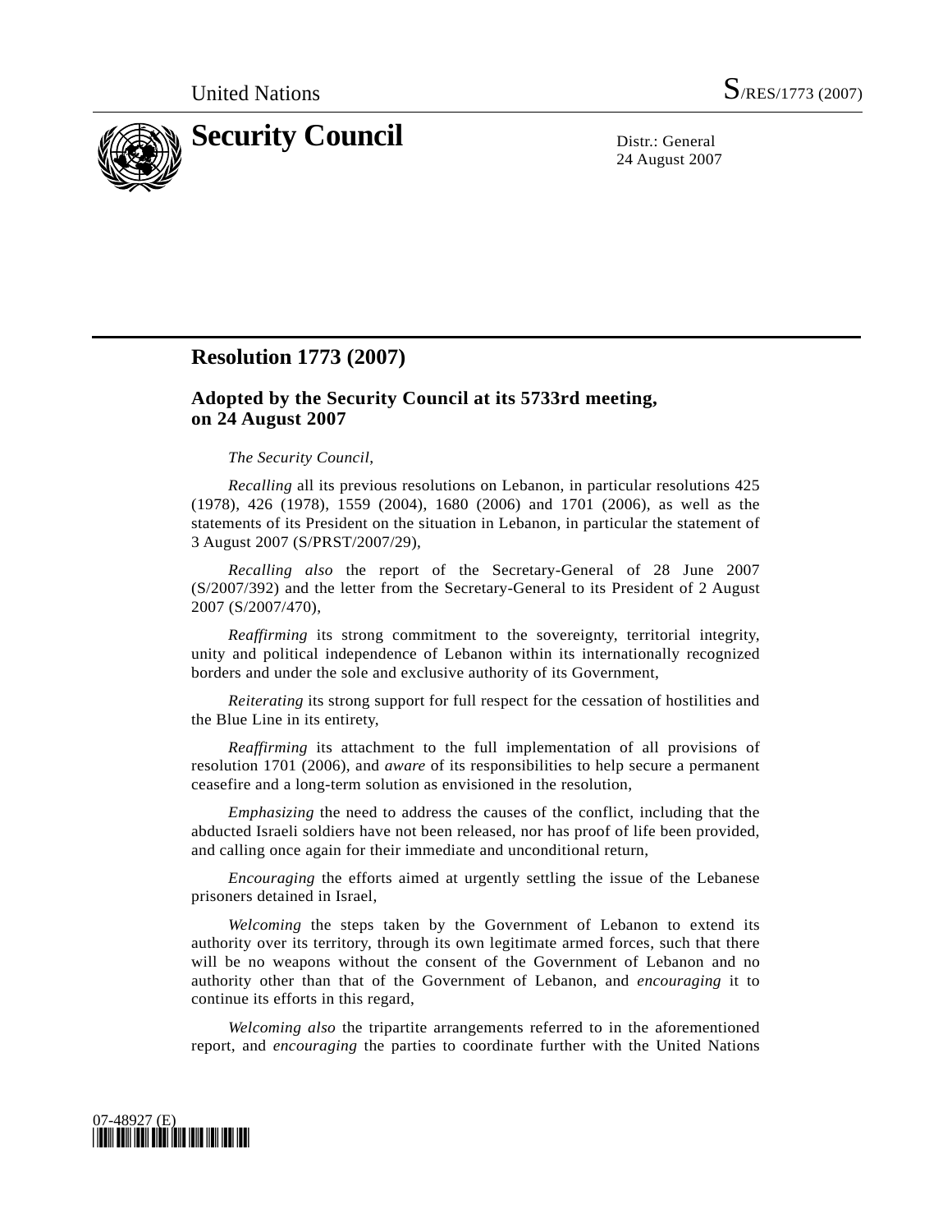United Nations S/RES/1773 (2007)

# Security Council

Distr.: General
24 August 2007

## Resolution 1773 (2007)

### Adopted by the Security Council at its 5733rd meeting, on 24 August 2007

*The Security Council*,

*Recalling* all its previous resolutions on Lebanon, in particular resolutions 425 (1978), 426 (1978), 1559 (2004), 1680 (2006) and 1701 (2006), as well as the statements of its President on the situation in Lebanon, in particular the statement of 3 August 2007 (S/PRST/2007/29),

*Recalling also* the report of the Secretary-General of 28 June 2007 (S/2007/392) and the letter from the Secretary-General to its President of 2 August 2007 (S/2007/470),

*Reaffirming* its strong commitment to the sovereignty, territorial integrity, unity and political independence of Lebanon within its internationally recognized borders and under the sole and exclusive authority of its Government,

*Reiterating* its strong support for full respect for the cessation of hostilities and the Blue Line in its entirety,

*Reaffirming* its attachment to the full implementation of all provisions of resolution 1701 (2006), and *aware* of its responsibilities to help secure a permanent ceasefire and a long-term solution as envisioned in the resolution,

*Emphasizing* the need to address the causes of the conflict, including that the abducted Israeli soldiers have not been released, nor has proof of life been provided, and calling once again for their immediate and unconditional return,

*Encouraging* the efforts aimed at urgently settling the issue of the Lebanese prisoners detained in Israel,

*Welcoming* the steps taken by the Government of Lebanon to extend its authority over its territory, through its own legitimate armed forces, such that there will be no weapons without the consent of the Government of Lebanon and no authority other than that of the Government of Lebanon, and *encouraging* it to continue its efforts in this regard,

*Welcoming also* the tripartite arrangements referred to in the aforementioned report, and *encouraging* the parties to coordinate further with the United Nations

07-48927 (E)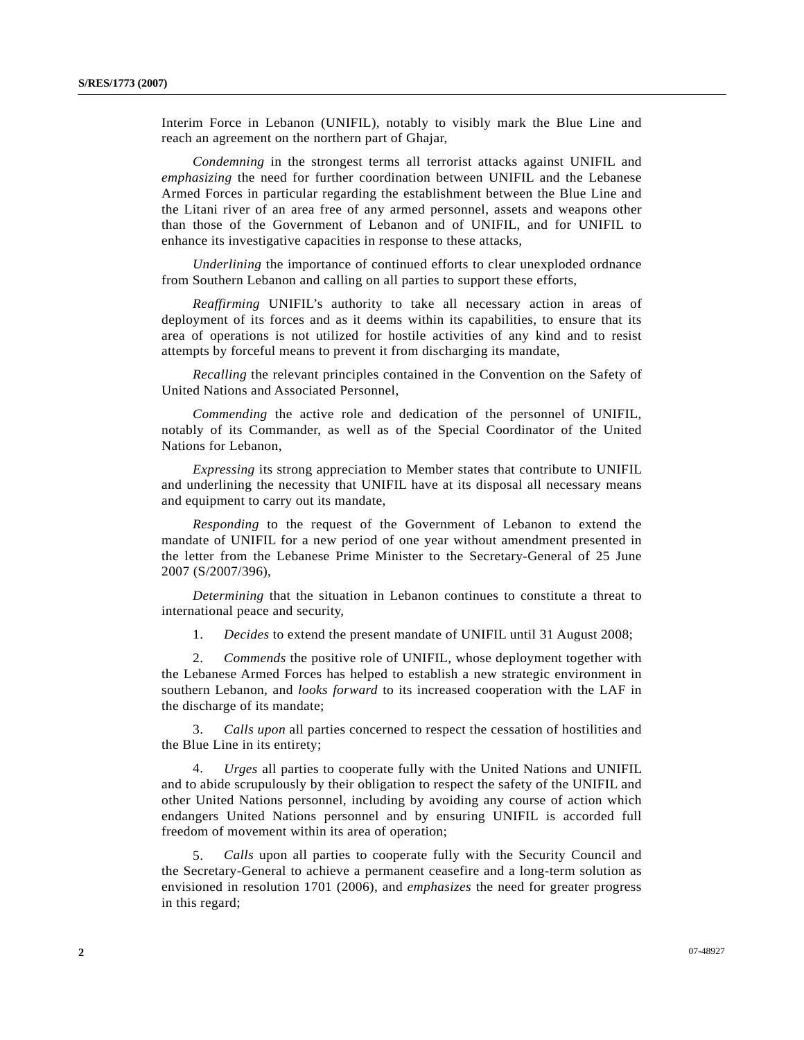Interim Force in Lebanon (UNIFIL), notably to visibly mark the Blue Line and reach an agreement on the northern part of Ghajar,

*Condemning* in the strongest terms all terrorist attacks against UNIFIL and *emphasizing* the need for further coordination between UNIFIL and the Lebanese Armed Forces in particular regarding the establishment between the Blue Line and the Litani river of an area free of any armed personnel, assets and weapons other than those of the Government of Lebanon and of UNIFIL, and for UNIFIL to enhance its investigative capacities in response to these attacks,

*Underlining* the importance of continued efforts to clear unexploded ordnance from Southern Lebanon and calling on all parties to support these efforts,

*Reaffirming* UNIFIL's authority to take all necessary action in areas of deployment of its forces and as it deems within its capabilities, to ensure that its area of operations is not utilized for hostile activities of any kind and to resist attempts by forceful means to prevent it from discharging its mandate,

*Recalling* the relevant principles contained in the Convention on the Safety of United Nations and Associated Personnel,

*Commending* the active role and dedication of the personnel of UNIFIL, notably of its Commander, as well as of the Special Coordinator of the United Nations for Lebanon,

*Expressing* its strong appreciation to Member states that contribute to UNIFIL and underlining the necessity that UNIFIL have at its disposal all necessary means and equipment to carry out its mandate,

*Responding* to the request of the Government of Lebanon to extend the mandate of UNIFIL for a new period of one year without amendment presented in the letter from the Lebanese Prime Minister to the Secretary-General of 25 June 2007 (S/2007/396),

*Determining* that the situation in Lebanon continues to constitute a threat to international peace and security,

1. *Decides* to extend the present mandate of UNIFIL until 31 August 2008;

2. *Commends* the positive role of UNIFIL, whose deployment together with the Lebanese Armed Forces has helped to establish a new strategic environment in southern Lebanon, and *looks forward* to its increased cooperation with the LAF in the discharge of its mandate;

3. *Calls upon* all parties concerned to respect the cessation of hostilities and the Blue Line in its entirety;

4. *Urges* all parties to cooperate fully with the United Nations and UNIFIL and to abide scrupulously by their obligation to respect the safety of the UNIFIL and other United Nations personnel, including by avoiding any course of action which endangers United Nations personnel and by ensuring UNIFIL is accorded full freedom of movement within its area of operation;

5. *Calls* upon all parties to cooperate fully with the Security Council and the Secretary-General to achieve a permanent ceasefire and a long-term solution as envisioned in resolution 1701 (2006), and *emphasizes* the need for greater progress in this regard;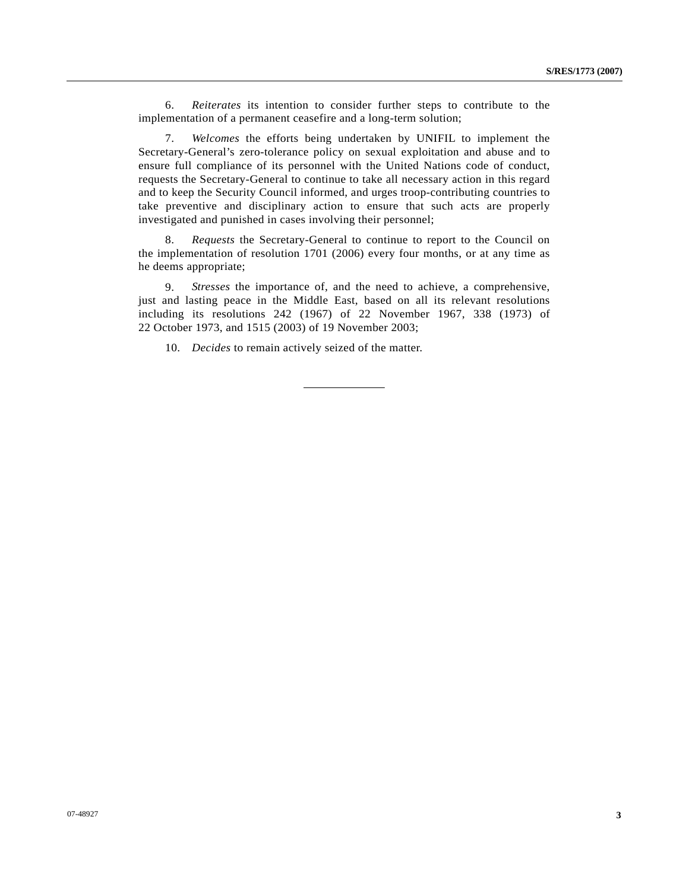6. *Reiterates* its intention to consider further steps to contribute to the implementation of a permanent ceasefire and a long-term solution;

7. *Welcomes* the efforts being undertaken by UNIFIL to implement the Secretary-General's zero-tolerance policy on sexual exploitation and abuse and to ensure full compliance of its personnel with the United Nations code of conduct, requests the Secretary-General to continue to take all necessary action in this regard and to keep the Security Council informed, and urges troop-contributing countries to take preventive and disciplinary action to ensure that such acts are properly investigated and punished in cases involving their personnel;

8. *Requests* the Secretary-General to continue to report to the Council on the implementation of resolution 1701 (2006) every four months, or at any time as he deems appropriate;

9. *Stresses* the importance of, and the need to achieve, a comprehensive, just and lasting peace in the Middle East, based on all its relevant resolutions including its resolutions 242 (1967) of 22 November 1967, 338 (1973) of 22 October 1973, and 1515 (2003) of 19 November 2003;

10. *Decides* to remain actively seized of the matter.

---